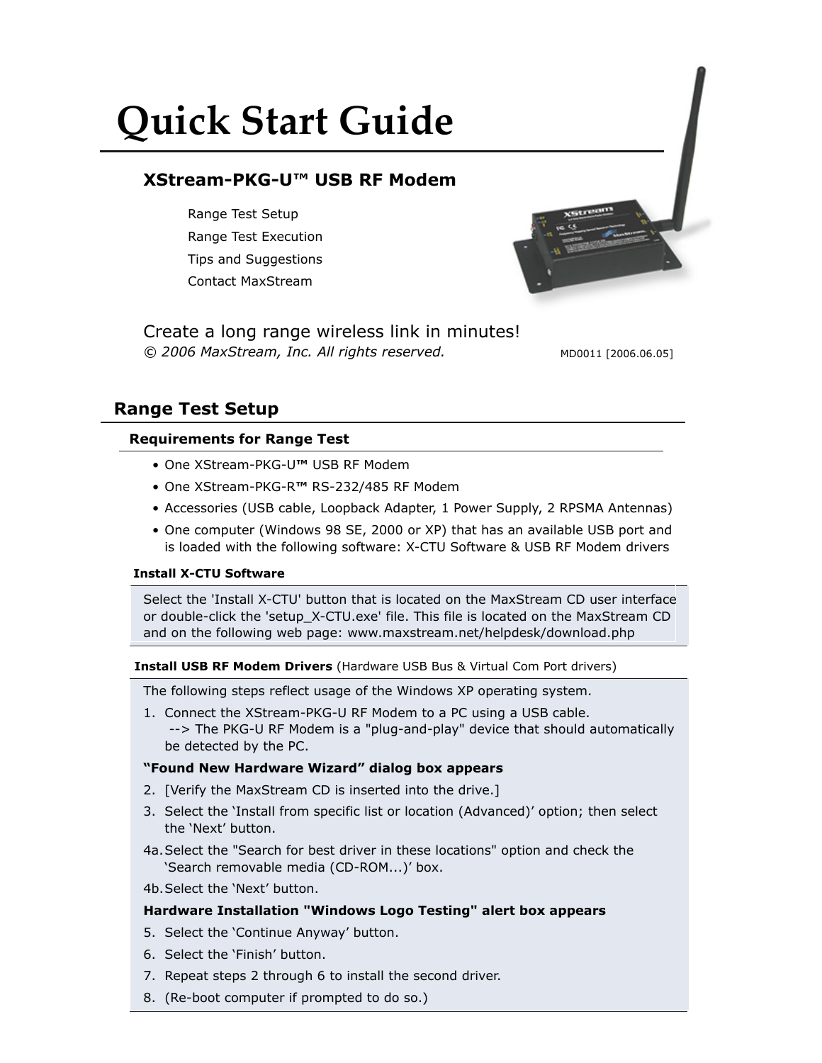# Quick Start Guide

## XStream-PKG-U™ USB RF Modem

Range Test Setup
Range Test Execution
Tips and Suggestions
Contact MaxStream

Create a long range wireless link in minutes!
*© 2006 MaxStream, Inc. All rights reserved.* MD0011 [2006.06.05]

## Range Test Setup

### Requirements for Range Test

- One XStream-PKG-U™ USB RF Modem
- One XStream-PKG-R™ RS-232/485 RF Modem
- Accessories (USB cable, Loopback Adapter, 1 Power Supply, 2 RPSMA Antennas)
- One computer (Windows 98 SE, 2000 or XP) that has an available USB port and is loaded with the following software: X-CTU Software & USB RF Modem drivers

#### Install X-CTU Software

Select the 'Install X-CTU' button that is located on the MaxStream CD user interface or double-click the 'setup_X-CTU.exe' file. This file is located on the MaxStream CD and on the following web page: www.maxstream.net/helpdesk/download.php

#### Install USB RF Modem Drivers (Hardware USB Bus & Virtual Com Port drivers)

The following steps reflect usage of the Windows XP operating system.

1. Connect the XStream-PKG-U RF Modem to a PC using a USB cable.
   --> The PKG-U RF Modem is a "plug-and-play" device that should automatically be detected by the PC.

**“Found New Hardware Wizard” dialog box appears**

2. [Verify the MaxStream CD is inserted into the drive.]
3. Select the ‘Install from specific list or location (Advanced)’ option; then select the ‘Next’ button.

4a. Select the "Search for best driver in these locations" option and check the ‘Search removable media (CD-ROM...)’ box.

4b. Select the ‘Next’ button.

**Hardware Installation "Windows Logo Testing" alert box appears**

5. Select the ‘Continue Anyway’ button.
6. Select the ‘Finish’ button.
7. Repeat steps 2 through 6 to install the second driver.
8. (Re-boot computer if prompted to do so.)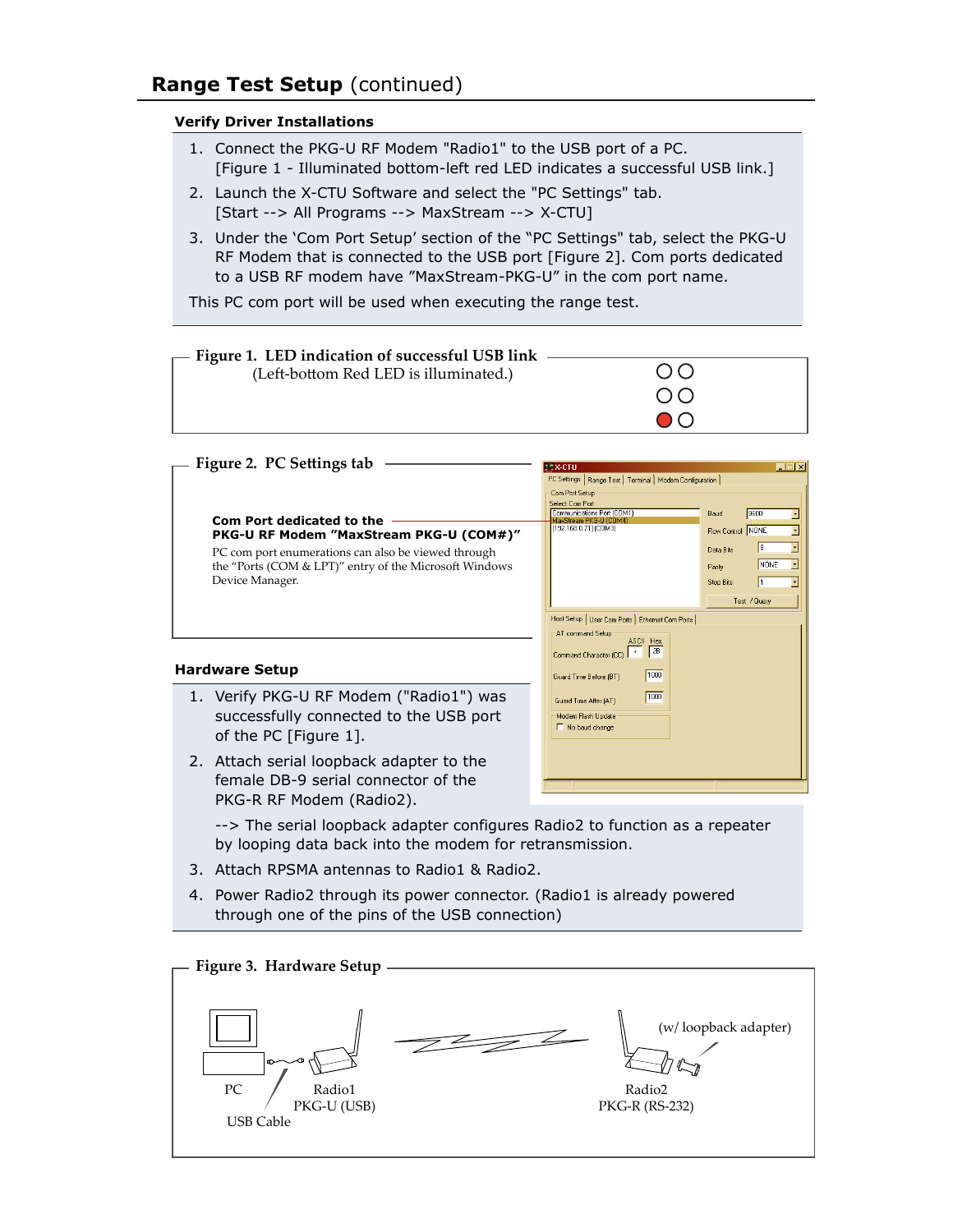## Range Test Setup (continued)

### Verify Driver Installations

1. Connect the PKG-U RF Modem "Radio1" to the USB port of a PC. [Figure 1 - Illuminated bottom-left red LED indicates a successful USB link.]
2. Launch the X-CTU Software and select the "PC Settings" tab. [Start --> All Programs --> MaxStream --> X-CTU]
3. Under the 'Com Port Setup' section of the "PC Settings" tab, select the PKG-U RF Modem that is connected to the USB port [Figure 2]. Com ports dedicated to a USB RF modem have "MaxStream-PKG-U" in the com port name.

This PC com port will be used when executing the range test.

**Figure 1. LED indication of successful USB link**
(Left-bottom Red LED is illuminated.)

**Figure 2. PC Settings tab**

**Com Port dedicated to the PKG-U RF Modem "MaxStream PKG-U (COM#)"**

PC com port enumerations can also be viewed through the "Ports (COM & LPT)" entry of the Microsoft Windows Device Manager.

### Hardware Setup

1. Verify PKG-U RF Modem ("Radio1") was successfully connected to the USB port of the PC [Figure 1].
2. Attach serial loopback adapter to the female DB-9 serial connector of the PKG-R RF Modem (Radio2).

   --> The serial loopback adapter configures Radio2 to function as a repeater by looping data back into the modem for retransmission.
3. Attach RPSMA antennas to Radio1 & Radio2.
4. Power Radio2 through its power connector. (Radio1 is already powered through one of the pins of the USB connection)

**Figure 3. Hardware Setup**

PC — USB Cable — Radio1 PKG-U (USB) — Radio2 PKG-R (RS-232) (w/ loopback adapter)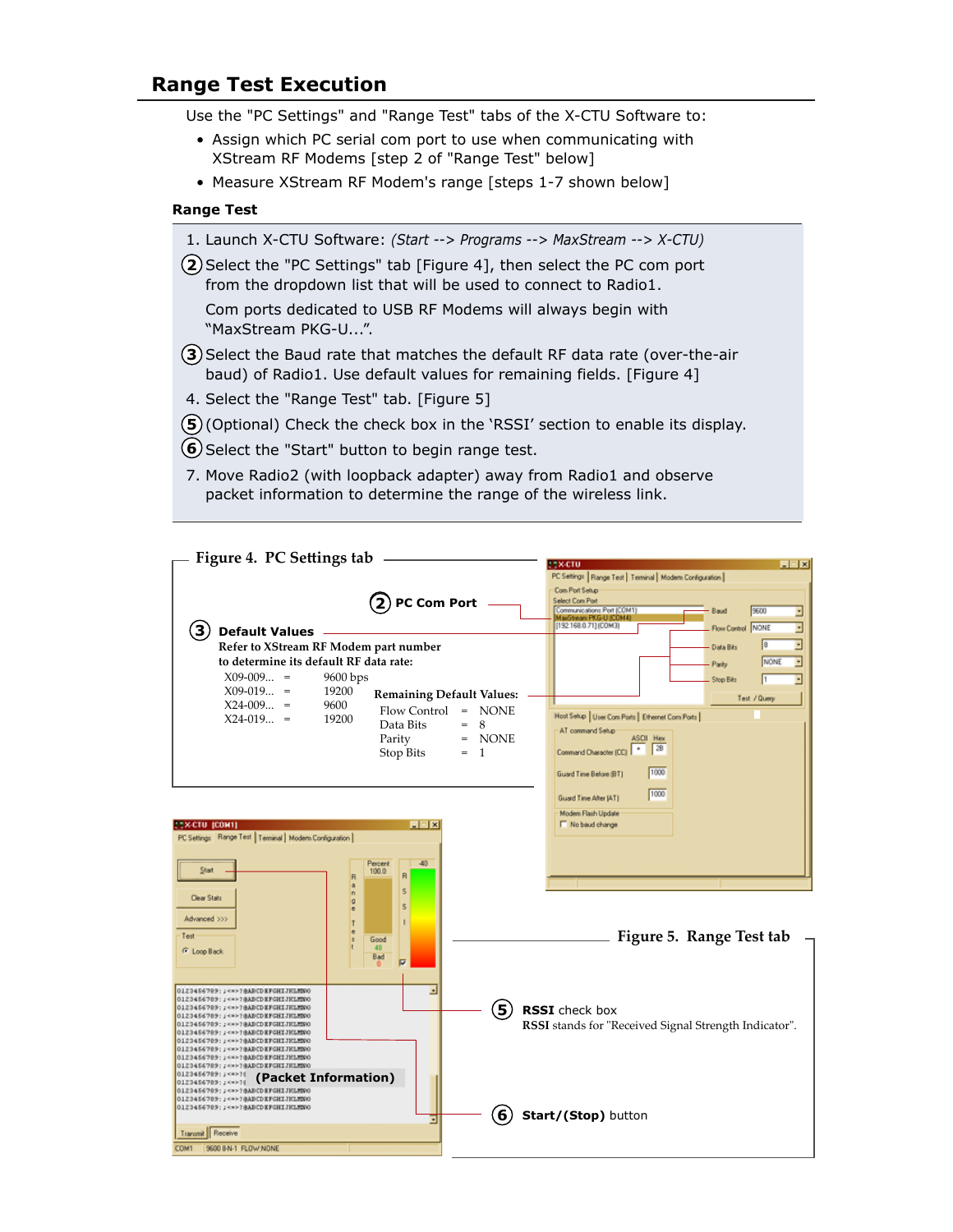## Range Test Execution

Use the "PC Settings" and "Range Test" tabs of the X-CTU Software to:

- Assign which PC serial com port to use when communicating with XStream RF Modems [step 2 of "Range Test" below]
- Measure XStream RF Modem's range [steps 1-7 shown below]

### Range Test

1. Launch X-CTU Software: *(Start --> Programs --> MaxStream --> X-CTU)*
2. Select the "PC Settings" tab [Figure 4], then select the PC com port from the dropdown list that will be used to connect to Radio1.

   Com ports dedicated to USB RF Modems will always begin with "MaxStream PKG-U...".
3. Select the Baud rate that matches the default RF data rate (over-the-air baud) of Radio1. Use default values for remaining fields. [Figure 4]
4. Select the "Range Test" tab. [Figure 5]
5. (Optional) Check the check box in the 'RSSI' section to enable its display.
6. Select the "Start" button to begin range test.
7. Move Radio2 (with loopback adapter) away from Radio1 and observe packet information to determine the range of the wireless link.

**Figure 4. PC Settings tab**

② **PC Com Port**

③ **Default Values**

**Refer to XStream RF Modem part number to determine its default RF data rate:**

| | | |
|---|---|---|
| X09-009... | = | 9600 bps |
| X09-019... | = | 19200 |
| X24-009... | = | 9600 |
| X24-019... | = | 19200 |

**Remaining Default Values:**

| | | |
|---|---|---|
| Flow Control | = | NONE |
| Data Bits | = | 8 |
| Parity | = | NONE |
| Stop Bits | = | 1 |

**Figure 5. Range Test tab**

⑤ **RSSI** check box
**RSSI** stands for "Received Signal Strength Indicator".

⑥ **Start/(Stop)** button

**(Packet Information)**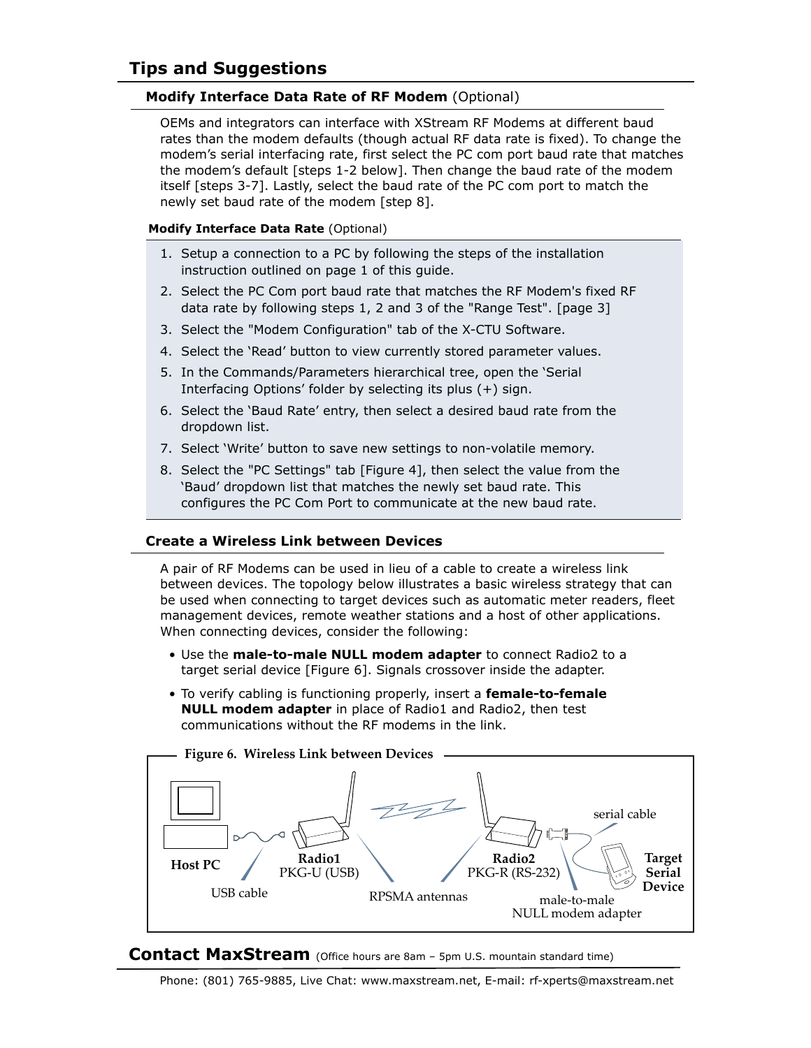## Tips and Suggestions

### Modify Interface Data Rate of RF Modem (Optional)

OEMs and integrators can interface with XStream RF Modems at different baud rates than the modem defaults (though actual RF data rate is fixed). To change the modem's serial interfacing rate, first select the PC com port baud rate that matches the modem's default [steps 1-2 below]. Then change the baud rate of the modem itself [steps 3-7]. Lastly, select the baud rate of the PC com port to match the newly set baud rate of the modem [step 8].

**Modify Interface Data Rate** (Optional)

1. Setup a connection to a PC by following the steps of the installation instruction outlined on page 1 of this guide.
2. Select the PC Com port baud rate that matches the RF Modem's fixed RF data rate by following steps 1, 2 and 3 of the "Range Test". [page 3]
3. Select the "Modem Configuration" tab of the X-CTU Software.
4. Select the 'Read' button to view currently stored parameter values.
5. In the Commands/Parameters hierarchical tree, open the 'Serial Interfacing Options' folder by selecting its plus (+) sign.
6. Select the 'Baud Rate' entry, then select a desired baud rate from the dropdown list.
7. Select 'Write' button to save new settings to non-volatile memory.
8. Select the "PC Settings" tab [Figure 4], then select the value from the 'Baud' dropdown list that matches the newly set baud rate. This configures the PC Com Port to communicate at the new baud rate.

### Create a Wireless Link between Devices

A pair of RF Modems can be used in lieu of a cable to create a wireless link between devices. The topology below illustrates a basic wireless strategy that can be used when connecting to target devices such as automatic meter readers, fleet management devices, remote weather stations and a host of other applications. When connecting devices, consider the following:

- Use the **male-to-male NULL modem adapter** to connect Radio2 to a target serial device [Figure 6]. Signals crossover inside the adapter.
- To verify cabling is functioning properly, insert a **female-to-female NULL modem adapter** in place of Radio1 and Radio2, then test communications without the RF modems in the link.

**Figure 6. Wireless Link between Devices**

Host PC
USB cable
Radio1
PKG-U (USB)
RPSMA antennas
Radio2
PKG-R (RS-232)
male-to-male
NULL modem adapter
serial cable
Target Serial Device

## Contact MaxStream (Office hours are 8am – 5pm U.S. mountain standard time)

Phone: (801) 765-9885, Live Chat: www.maxstream.net, E-mail: rf-xperts@maxstream.net